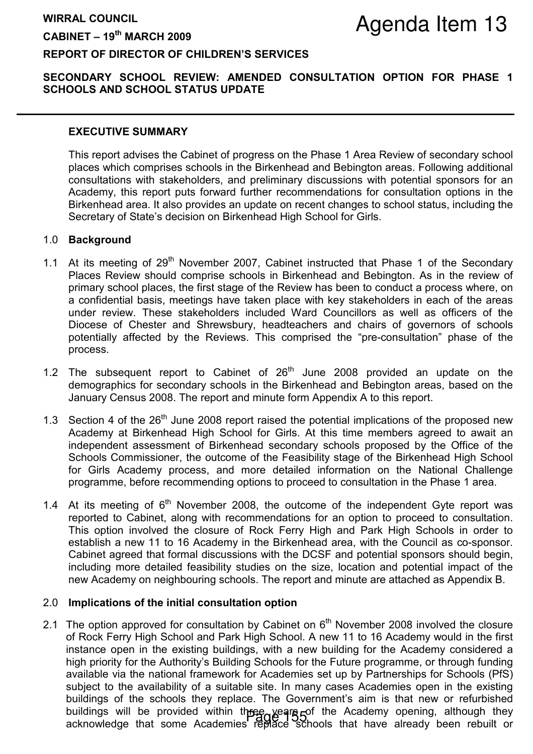WIRRAL COUNCIL

# Agenda Item 13

CABINET – 19th MARCH 2009

REPORT OF DIRECTOR OF CHILDREN'S SERVICES

## SECONDARY SCHOOL REVIEW: AMENDED CONSULTATION OPTION FOR PHASE 1 SCHOOLS AND SCHOOL STATUS UPDATE

### EXECUTIVE SUMMARY

This report advises the Cabinet of progress on the Phase 1 Area Review of secondary school places which comprises schools in the Birkenhead and Bebington areas. Following additional consultations with stakeholders, and preliminary discussions with potential sponsors for an Academy, this report puts forward further recommendations for consultation options in the Birkenhead area. It also provides an update on recent changes to school status, including the Secretary of State's decision on Birkenhead High School for Girls.

### 1.0 Background

1.1 At its meeting of 29th November 2007, Cabinet instructed that Phase 1 of the Secondary Places Review should comprise schools in Birkenhead and Bebington. As in the review of primary school places, the first stage of the Review has been to conduct a process where, on a confidential basis, meetings have taken place with key stakeholders in each of the areas under review. These stakeholders included Ward Councillors as well as officers of the Diocese of Chester and Shrewsbury, headteachers and chairs of governors of schools potentially affected by the Reviews. This comprised the "pre-consultation" phase of the process.

1.2 The subsequent report to Cabinet of 26th June 2008 provided an update on the demographics for secondary schools in the Birkenhead and Bebington areas, based on the January Census 2008. The report and minute form Appendix A to this report.

1.3 Section 4 of the 26th June 2008 report raised the potential implications of the proposed new Academy at Birkenhead High School for Girls. At this time members agreed to await an independent assessment of Birkenhead secondary schools proposed by the Office of the Schools Commissioner, the outcome of the Feasibility stage of the Birkenhead High School for Girls Academy process, and more detailed information on the National Challenge programme, before recommending options to proceed to consultation in the Phase 1 area.

1.4 At its meeting of 6th November 2008, the outcome of the independent Gyte report was reported to Cabinet, along with recommendations for an option to proceed to consultation. This option involved the closure of Rock Ferry High and Park High Schools in order to establish a new 11 to 16 Academy in the Birkenhead area, with the Council as co-sponsor. Cabinet agreed that formal discussions with the DCSF and potential sponsors should begin, including more detailed feasibility studies on the size, location and potential impact of the new Academy on neighbouring schools. The report and minute are attached as Appendix B.

### 2.0 Implications of the initial consultation option

2.1 The option approved for consultation by Cabinet on 6th November 2008 involved the closure of Rock Ferry High School and Park High School. A new 11 to 16 Academy would in the first instance open in the existing buildings, with a new building for the Academy considered a high priority for the Authority's Building Schools for the Future programme, or through funding available via the national framework for Academies set up by Partnerships for Schools (PfS) subject to the availability of a suitable site. In many cases Academies open in the existing buildings of the schools they replace. The Government's aim is that new or refurbished buildings will be provided within three years of the Academy opening, although they acknowledge that some Academies replace schools that have already been rebuilt or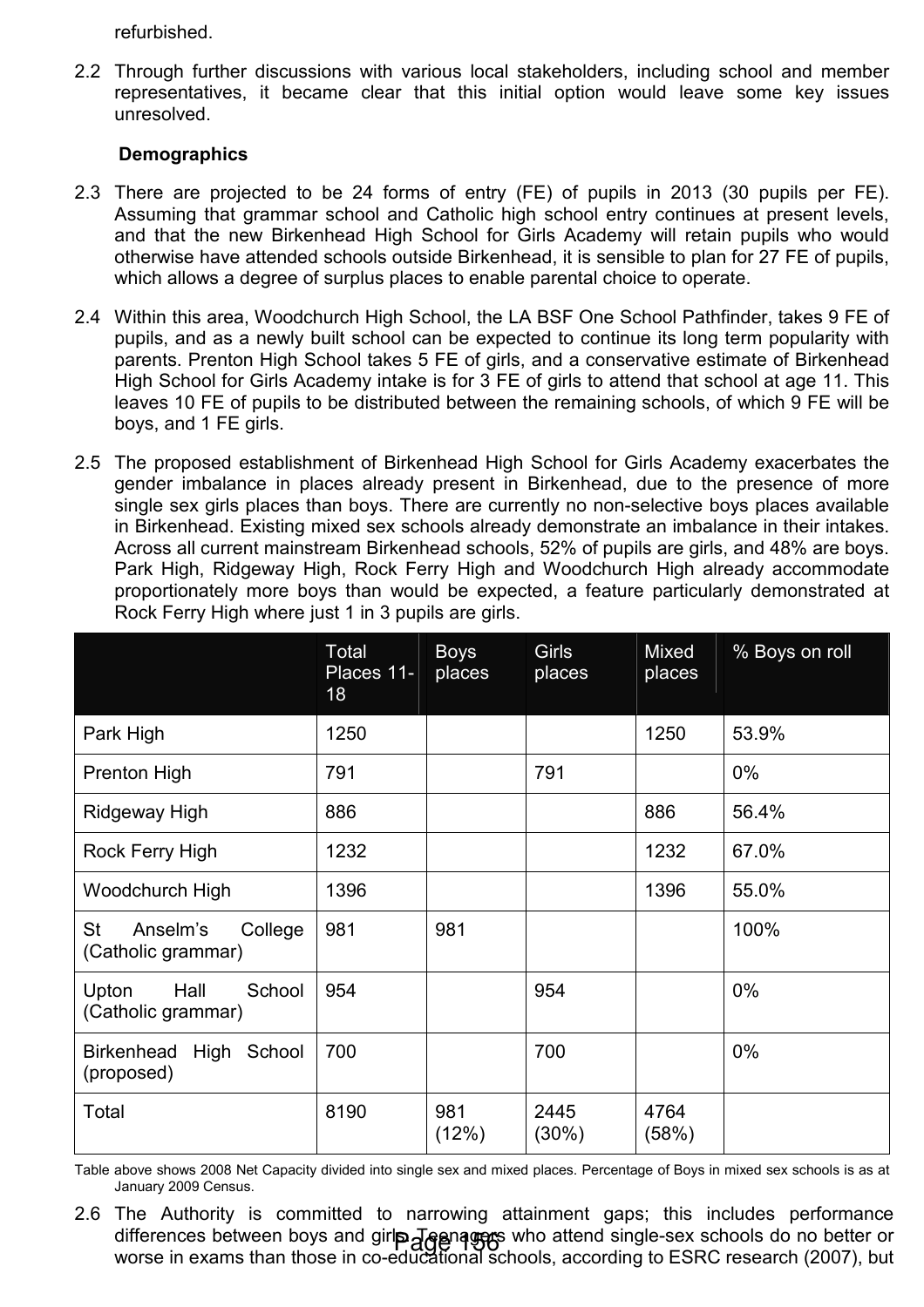refurbished.

2.2 Through further discussions with various local stakeholders, including school and member representatives, it became clear that this initial option would leave some key issues unresolved.

**Demographics**

2.3 There are projected to be 24 forms of entry (FE) of pupils in 2013 (30 pupils per FE). Assuming that grammar school and Catholic high school entry continues at present levels, and that the new Birkenhead High School for Girls Academy will retain pupils who would otherwise have attended schools outside Birkenhead, it is sensible to plan for 27 FE of pupils, which allows a degree of surplus places to enable parental choice to operate.

2.4 Within this area, Woodchurch High School, the LA BSF One School Pathfinder, takes 9 FE of pupils, and as a newly built school can be expected to continue its long term popularity with parents. Prenton High School takes 5 FE of girls, and a conservative estimate of Birkenhead High School for Girls Academy intake is for 3 FE of girls to attend that school at age 11. This leaves 10 FE of pupils to be distributed between the remaining schools, of which 9 FE will be boys, and 1 FE girls.

2.5 The proposed establishment of Birkenhead High School for Girls Academy exacerbates the gender imbalance in places already present in Birkenhead, due to the presence of more single sex girls places than boys. There are currently no non-selective boys places available in Birkenhead. Existing mixed sex schools already demonstrate an imbalance in their intakes. Across all current mainstream Birkenhead schools, 52% of pupils are girls, and 48% are boys. Park High, Ridgeway High, Rock Ferry High and Woodchurch High already accommodate proportionately more boys than would be expected, a feature particularly demonstrated at Rock Ferry High where just 1 in 3 pupils are girls.

| | Total Places 11-18 | Boys places | Girls places | Mixed places | % Boys on roll |
|---|---|---|---|---|---|
| Park High | 1250 | | | 1250 | 53.9% |
| Prenton High | 791 | | 791 | | 0% |
| Ridgeway High | 886 | | | 886 | 56.4% |
| Rock Ferry High | 1232 | | | 1232 | 67.0% |
| Woodchurch High | 1396 | | | 1396 | 55.0% |
| St Anselm's College (Catholic grammar) | 981 | 981 | | | 100% |
| Upton Hall School (Catholic grammar) | 954 | | 954 | | 0% |
| Birkenhead High School (proposed) | 700 | | 700 | | 0% |
| Total | 8190 | 981 (12%) | 2445 (30%) | 4764 (58%) | |

Table above shows 2008 Net Capacity divided into single sex and mixed places. Percentage of Boys in mixed sex schools is as at January 2009 Census.

2.6 The Authority is committed to narrowing attainment gaps; this includes performance differences between boys and girls. Teenagers who attend single-sex schools do no better or worse in exams than those in co-educational schools, according to ESRC research (2007), but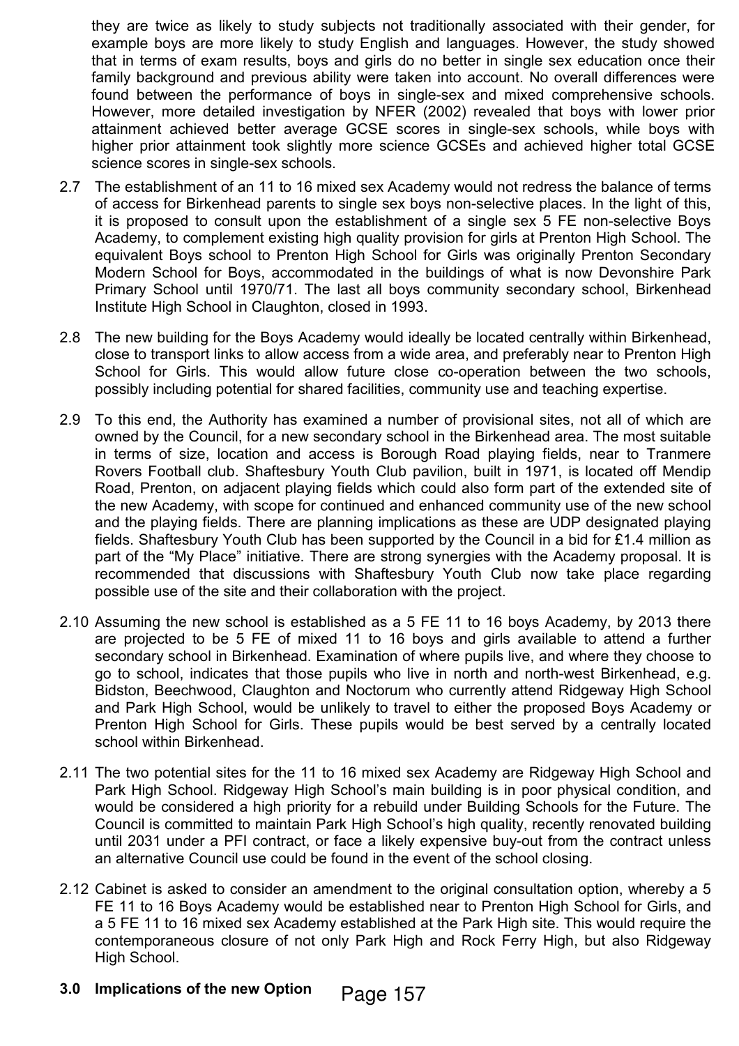they are twice as likely to study subjects not traditionally associated with their gender, for example boys are more likely to study English and languages. However, the study showed that in terms of exam results, boys and girls do no better in single sex education once their family background and previous ability were taken into account. No overall differences were found between the performance of boys in single-sex and mixed comprehensive schools. However, more detailed investigation by NFER (2002) revealed that boys with lower prior attainment achieved better average GCSE scores in single-sex schools, while boys with higher prior attainment took slightly more science GCSEs and achieved higher total GCSE science scores in single-sex schools.

2.7 The establishment of an 11 to 16 mixed sex Academy would not redress the balance of terms of access for Birkenhead parents to single sex boys non-selective places. In the light of this, it is proposed to consult upon the establishment of a single sex 5 FE non-selective Boys Academy, to complement existing high quality provision for girls at Prenton High School. The equivalent Boys school to Prenton High School for Girls was originally Prenton Secondary Modern School for Boys, accommodated in the buildings of what is now Devonshire Park Primary School until 1970/71. The last all boys community secondary school, Birkenhead Institute High School in Claughton, closed in 1993.

2.8 The new building for the Boys Academy would ideally be located centrally within Birkenhead, close to transport links to allow access from a wide area, and preferably near to Prenton High School for Girls. This would allow future close co-operation between the two schools, possibly including potential for shared facilities, community use and teaching expertise.

2.9 To this end, the Authority has examined a number of provisional sites, not all of which are owned by the Council, for a new secondary school in the Birkenhead area. The most suitable in terms of size, location and access is Borough Road playing fields, near to Tranmere Rovers Football club. Shaftesbury Youth Club pavilion, built in 1971, is located off Mendip Road, Prenton, on adjacent playing fields which could also form part of the extended site of the new Academy, with scope for continued and enhanced community use of the new school and the playing fields. There are planning implications as these are UDP designated playing fields. Shaftesbury Youth Club has been supported by the Council in a bid for £1.4 million as part of the "My Place" initiative. There are strong synergies with the Academy proposal. It is recommended that discussions with Shaftesbury Youth Club now take place regarding possible use of the site and their collaboration with the project.

2.10 Assuming the new school is established as a 5 FE 11 to 16 boys Academy, by 2013 there are projected to be 5 FE of mixed 11 to 16 boys and girls available to attend a further secondary school in Birkenhead. Examination of where pupils live, and where they choose to go to school, indicates that those pupils who live in north and north-west Birkenhead, e.g. Bidston, Beechwood, Claughton and Noctorum who currently attend Ridgeway High School and Park High School, would be unlikely to travel to either the proposed Boys Academy or Prenton High School for Girls. These pupils would be best served by a centrally located school within Birkenhead.

2.11 The two potential sites for the 11 to 16 mixed sex Academy are Ridgeway High School and Park High School. Ridgeway High School's main building is in poor physical condition, and would be considered a high priority for a rebuild under Building Schools for the Future. The Council is committed to maintain Park High School's high quality, recently renovated building until 2031 under a PFI contract, or face a likely expensive buy-out from the contract unless an alternative Council use could be found in the event of the school closing.

2.12 Cabinet is asked to consider an amendment to the original consultation option, whereby a 5 FE 11 to 16 Boys Academy would be established near to Prenton High School for Girls, and a 5 FE 11 to 16 mixed sex Academy established at the Park High site. This would require the contemporaneous closure of not only Park High and Rock Ferry High, but also Ridgeway High School.

**3.0 Implications of the new Option**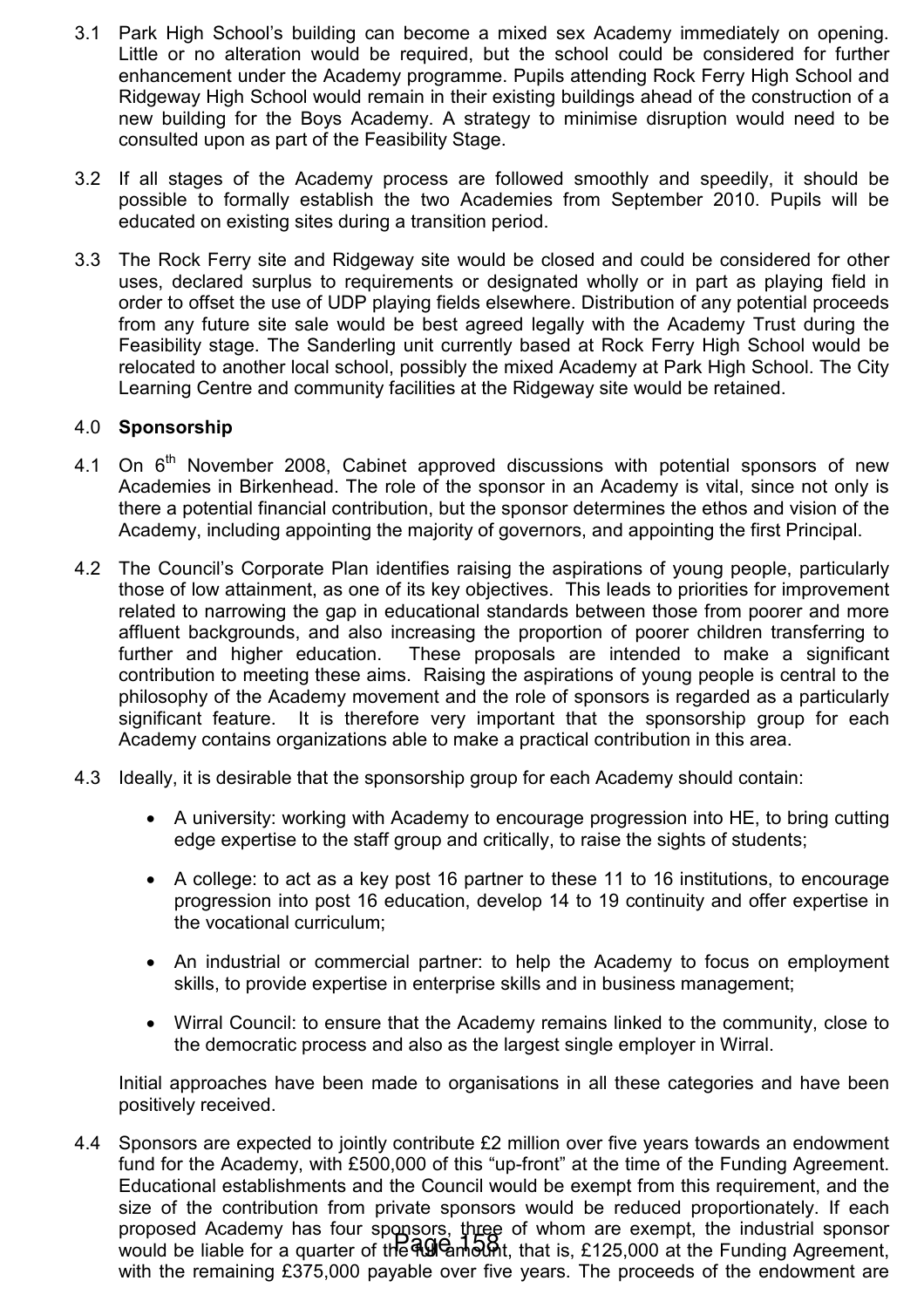3.1 Park High School's building can become a mixed sex Academy immediately on opening. Little or no alteration would be required, but the school could be considered for further enhancement under the Academy programme. Pupils attending Rock Ferry High School and Ridgeway High School would remain in their existing buildings ahead of the construction of a new building for the Boys Academy. A strategy to minimise disruption would need to be consulted upon as part of the Feasibility Stage.

3.2 If all stages of the Academy process are followed smoothly and speedily, it should be possible to formally establish the two Academies from September 2010. Pupils will be educated on existing sites during a transition period.

3.3 The Rock Ferry site and Ridgeway site would be closed and could be considered for other uses, declared surplus to requirements or designated wholly or in part as playing field in order to offset the use of UDP playing fields elsewhere. Distribution of any potential proceeds from any future site sale would be best agreed legally with the Academy Trust during the Feasibility stage. The Sanderling unit currently based at Rock Ferry High School would be relocated to another local school, possibly the mixed Academy at Park High School. The City Learning Centre and community facilities at the Ridgeway site would be retained.

## 4.0 Sponsorship

4.1 On 6th November 2008, Cabinet approved discussions with potential sponsors of new Academies in Birkenhead. The role of the sponsor in an Academy is vital, since not only is there a potential financial contribution, but the sponsor determines the ethos and vision of the Academy, including appointing the majority of governors, and appointing the first Principal.

4.2 The Council's Corporate Plan identifies raising the aspirations of young people, particularly those of low attainment, as one of its key objectives. This leads to priorities for improvement related to narrowing the gap in educational standards between those from poorer and more affluent backgrounds, and also increasing the proportion of poorer children transferring to further and higher education. These proposals are intended to make a significant contribution to meeting these aims. Raising the aspirations of young people is central to the philosophy of the Academy movement and the role of sponsors is regarded as a particularly significant feature. It is therefore very important that the sponsorship group for each Academy contains organizations able to make a practical contribution in this area.

4.3 Ideally, it is desirable that the sponsorship group for each Academy should contain:

- A university: working with Academy to encourage progression into HE, to bring cutting edge expertise to the staff group and critically, to raise the sights of students;
- A college: to act as a key post 16 partner to these 11 to 16 institutions, to encourage progression into post 16 education, develop 14 to 19 continuity and offer expertise in the vocational curriculum;
- An industrial or commercial partner: to help the Academy to focus on employment skills, to provide expertise in enterprise skills and in business management;
- Wirral Council: to ensure that the Academy remains linked to the community, close to the democratic process and also as the largest single employer in Wirral.

Initial approaches have been made to organisations in all these categories and have been positively received.

4.4 Sponsors are expected to jointly contribute £2 million over five years towards an endowment fund for the Academy, with £500,000 of this "up-front" at the time of the Funding Agreement. Educational establishments and the Council would be exempt from this requirement, and the size of the contribution from private sponsors would be reduced proportionately. If each proposed Academy has four sponsors, three of whom are exempt, the industrial sponsor would be liable for a quarter of the full amount, that is, £125,000 at the Funding Agreement, with the remaining £375,000 payable over five years. The proceeds of the endowment are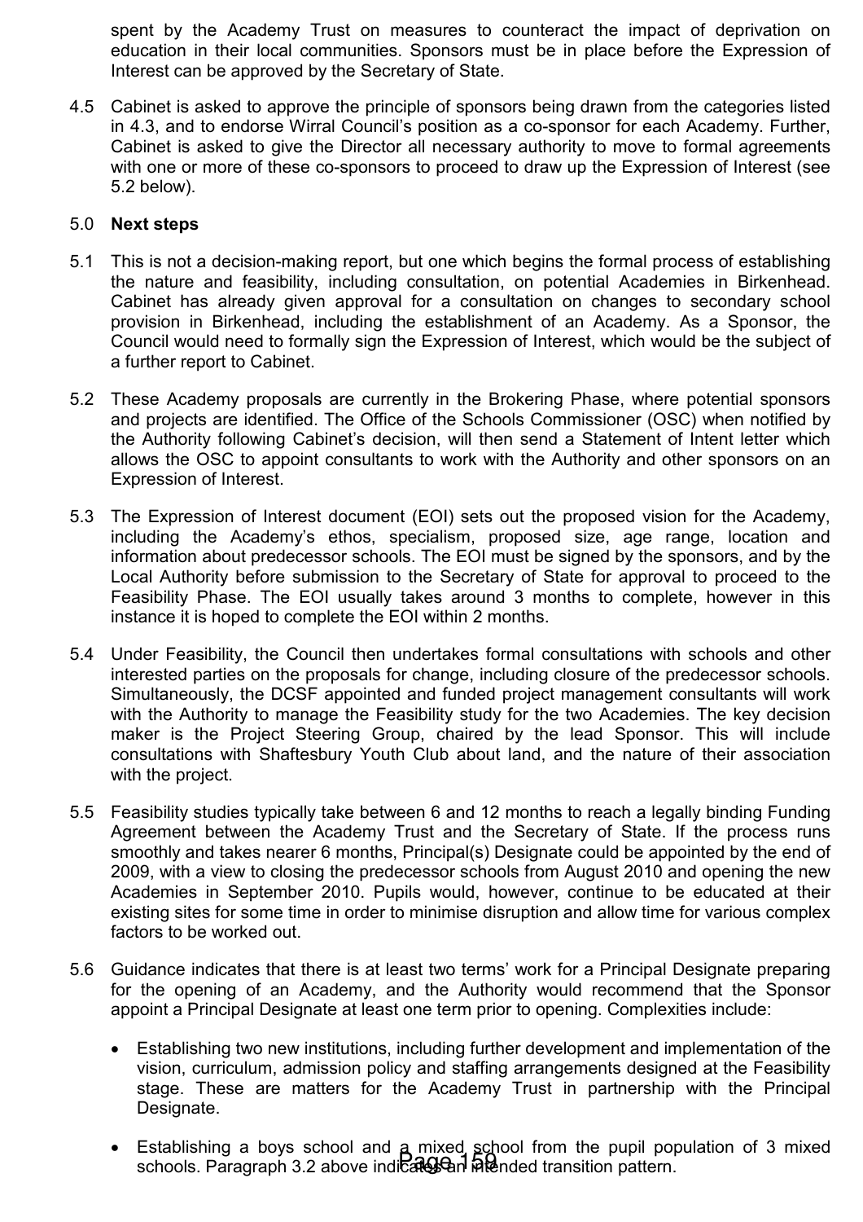spent by the Academy Trust on measures to counteract the impact of deprivation on education in their local communities. Sponsors must be in place before the Expression of Interest can be approved by the Secretary of State.

4.5 Cabinet is asked to approve the principle of sponsors being drawn from the categories listed in 4.3, and to endorse Wirral Council's position as a co-sponsor for each Academy. Further, Cabinet is asked to give the Director all necessary authority to move to formal agreements with one or more of these co-sponsors to proceed to draw up the Expression of Interest (see 5.2 below).

5.0 **Next steps**

5.1 This is not a decision-making report, but one which begins the formal process of establishing the nature and feasibility, including consultation, on potential Academies in Birkenhead. Cabinet has already given approval for a consultation on changes to secondary school provision in Birkenhead, including the establishment of an Academy. As a Sponsor, the Council would need to formally sign the Expression of Interest, which would be the subject of a further report to Cabinet.

5.2 These Academy proposals are currently in the Brokering Phase, where potential sponsors and projects are identified. The Office of the Schools Commissioner (OSC) when notified by the Authority following Cabinet's decision, will then send a Statement of Intent letter which allows the OSC to appoint consultants to work with the Authority and other sponsors on an Expression of Interest.

5.3 The Expression of Interest document (EOI) sets out the proposed vision for the Academy, including the Academy's ethos, specialism, proposed size, age range, location and information about predecessor schools. The EOI must be signed by the sponsors, and by the Local Authority before submission to the Secretary of State for approval to proceed to the Feasibility Phase. The EOI usually takes around 3 months to complete, however in this instance it is hoped to complete the EOI within 2 months.

5.4 Under Feasibility, the Council then undertakes formal consultations with schools and other interested parties on the proposals for change, including closure of the predecessor schools. Simultaneously, the DCSF appointed and funded project management consultants will work with the Authority to manage the Feasibility study for the two Academies. The key decision maker is the Project Steering Group, chaired by the lead Sponsor. This will include consultations with Shaftesbury Youth Club about land, and the nature of their association with the project.

5.5 Feasibility studies typically take between 6 and 12 months to reach a legally binding Funding Agreement between the Academy Trust and the Secretary of State. If the process runs smoothly and takes nearer 6 months, Principal(s) Designate could be appointed by the end of 2009, with a view to closing the predecessor schools from August 2010 and opening the new Academies in September 2010. Pupils would, however, continue to be educated at their existing sites for some time in order to minimise disruption and allow time for various complex factors to be worked out.

5.6 Guidance indicates that there is at least two terms' work for a Principal Designate preparing for the opening of an Academy, and the Authority would recommend that the Sponsor appoint a Principal Designate at least one term prior to opening. Complexities include:

- Establishing two new institutions, including further development and implementation of the vision, curriculum, admission policy and staffing arrangements designed at the Feasibility stage. These are matters for the Academy Trust in partnership with the Principal Designate.

- Establishing a boys school and a mixed school from the pupil population of 3 mixed schools. Paragraph 3.2 above indicates an intended transition pattern.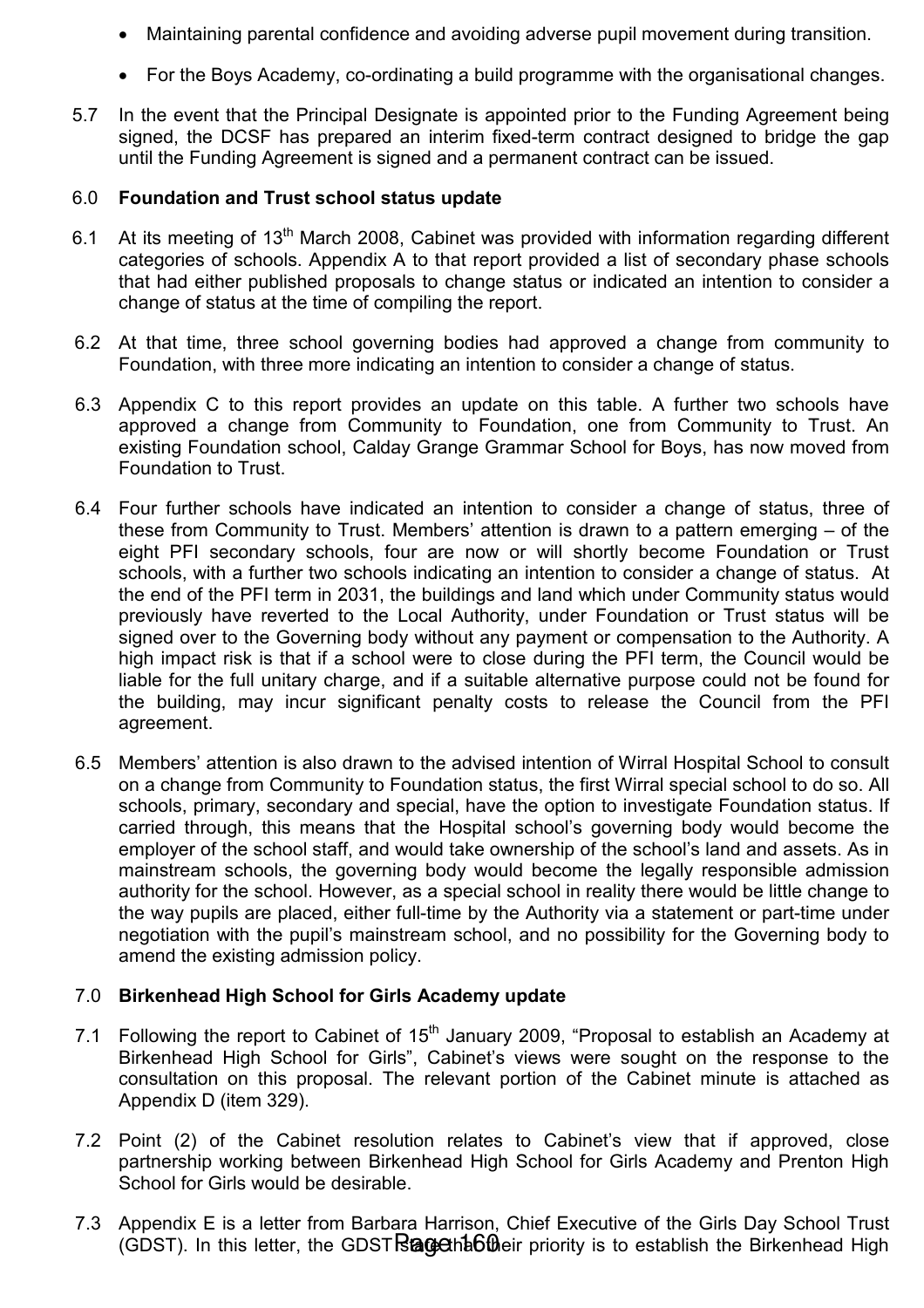- Maintaining parental confidence and avoiding adverse pupil movement during transition.
- For the Boys Academy, co-ordinating a build programme with the organisational changes.

5.7 In the event that the Principal Designate is appointed prior to the Funding Agreement being signed, the DCSF has prepared an interim fixed-term contract designed to bridge the gap until the Funding Agreement is signed and a permanent contract can be issued.

## 6.0 Foundation and Trust school status update

6.1 At its meeting of 13th March 2008, Cabinet was provided with information regarding different categories of schools. Appendix A to that report provided a list of secondary phase schools that had either published proposals to change status or indicated an intention to consider a change of status at the time of compiling the report.

6.2 At that time, three school governing bodies had approved a change from community to Foundation, with three more indicating an intention to consider a change of status.

6.3 Appendix C to this report provides an update on this table. A further two schools have approved a change from Community to Foundation, one from Community to Trust. An existing Foundation school, Calday Grange Grammar School for Boys, has now moved from Foundation to Trust.

6.4 Four further schools have indicated an intention to consider a change of status, three of these from Community to Trust. Members' attention is drawn to a pattern emerging – of the eight PFI secondary schools, four are now or will shortly become Foundation or Trust schools, with a further two schools indicating an intention to consider a change of status. At the end of the PFI term in 2031, the buildings and land which under Community status would previously have reverted to the Local Authority, under Foundation or Trust status will be signed over to the Governing body without any payment or compensation to the Authority. A high impact risk is that if a school were to close during the PFI term, the Council would be liable for the full unitary charge, and if a suitable alternative purpose could not be found for the building, may incur significant penalty costs to release the Council from the PFI agreement.

6.5 Members' attention is also drawn to the advised intention of Wirral Hospital School to consult on a change from Community to Foundation status, the first Wirral special school to do so. All schools, primary, secondary and special, have the option to investigate Foundation status. If carried through, this means that the Hospital school's governing body would become the employer of the school staff, and would take ownership of the school's land and assets. As in mainstream schools, the governing body would become the legally responsible admission authority for the school. However, as a special school in reality there would be little change to the way pupils are placed, either full-time by the Authority via a statement or part-time under negotiation with the pupil's mainstream school, and no possibility for the Governing body to amend the existing admission policy.

## 7.0 Birkenhead High School for Girls Academy update

7.1 Following the report to Cabinet of 15th January 2009, "Proposal to establish an Academy at Birkenhead High School for Girls", Cabinet's views were sought on the response to the consultation on this proposal. The relevant portion of the Cabinet minute is attached as Appendix D (item 329).

7.2 Point (2) of the Cabinet resolution relates to Cabinet's view that if approved, close partnership working between Birkenhead High School for Girls Academy and Prenton High School for Girls would be desirable.

7.3 Appendix E is a letter from Barbara Harrison, Chief Executive of the Girls Day School Trust (GDST). In this letter, the GDST state that their priority is to establish the Birkenhead High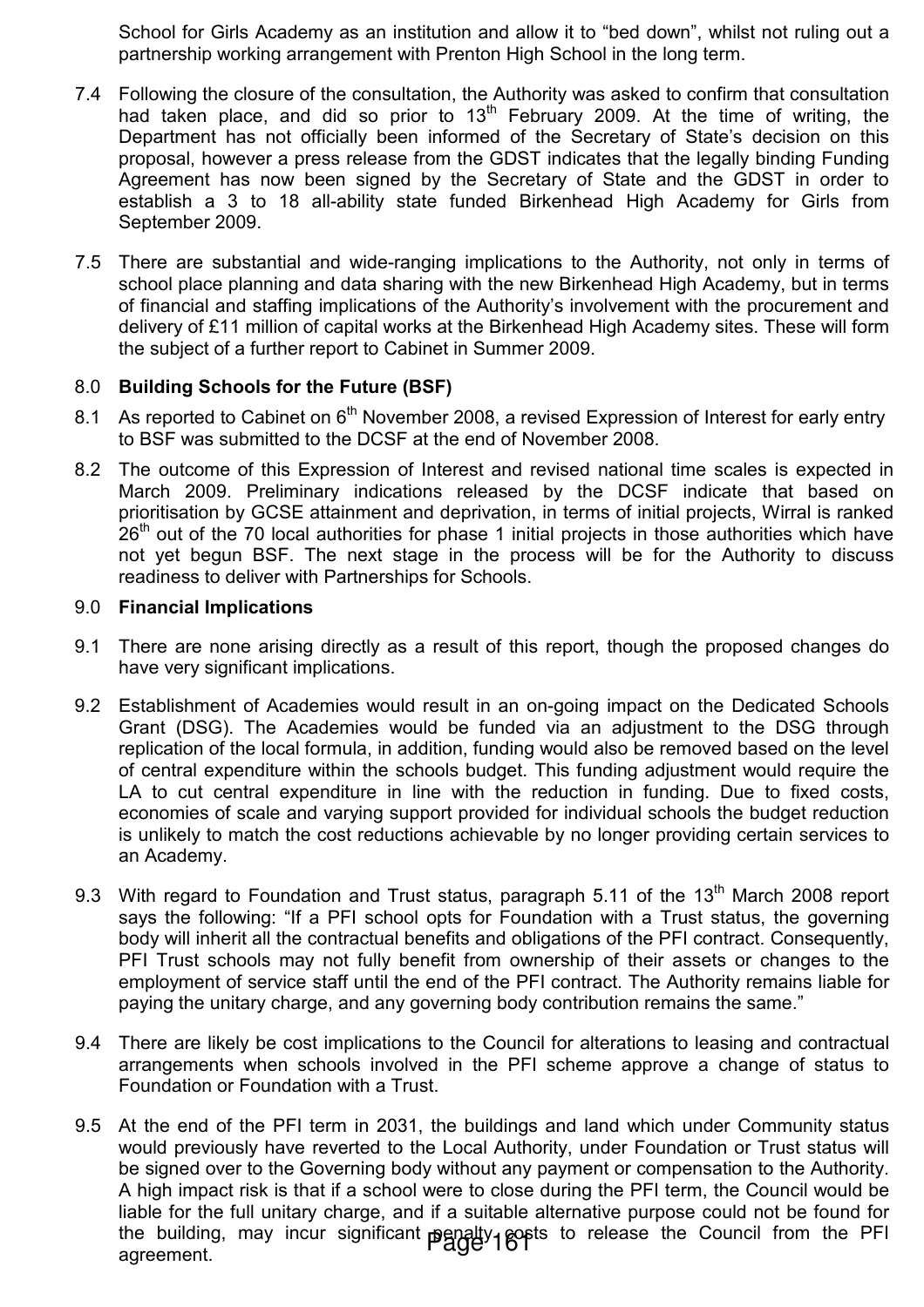School for Girls Academy as an institution and allow it to "bed down", whilst not ruling out a partnership working arrangement with Prenton High School in the long term.

7.4 Following the closure of the consultation, the Authority was asked to confirm that consultation had taken place, and did so prior to 13th February 2009. At the time of writing, the Department has not officially been informed of the Secretary of State's decision on this proposal, however a press release from the GDST indicates that the legally binding Funding Agreement has now been signed by the Secretary of State and the GDST in order to establish a 3 to 18 all-ability state funded Birkenhead High Academy for Girls from September 2009.

7.5 There are substantial and wide-ranging implications to the Authority, not only in terms of school place planning and data sharing with the new Birkenhead High Academy, but in terms of financial and staffing implications of the Authority's involvement with the procurement and delivery of £11 million of capital works at the Birkenhead High Academy sites. These will form the subject of a further report to Cabinet in Summer 2009.

## 8.0 Building Schools for the Future (BSF)

8.1 As reported to Cabinet on 6th November 2008, a revised Expression of Interest for early entry to BSF was submitted to the DCSF at the end of November 2008.

8.2 The outcome of this Expression of Interest and revised national time scales is expected in March 2009. Preliminary indications released by the DCSF indicate that based on prioritisation by GCSE attainment and deprivation, in terms of initial projects, Wirral is ranked 26th out of the 70 local authorities for phase 1 initial projects in those authorities which have not yet begun BSF. The next stage in the process will be for the Authority to discuss readiness to deliver with Partnerships for Schools.

## 9.0 Financial Implications

9.1 There are none arising directly as a result of this report, though the proposed changes do have very significant implications.

9.2 Establishment of Academies would result in an on-going impact on the Dedicated Schools Grant (DSG). The Academies would be funded via an adjustment to the DSG through replication of the local formula, in addition, funding would also be removed based on the level of central expenditure within the schools budget. This funding adjustment would require the LA to cut central expenditure in line with the reduction in funding. Due to fixed costs, economies of scale and varying support provided for individual schools the budget reduction is unlikely to match the cost reductions achievable by no longer providing certain services to an Academy.

9.3 With regard to Foundation and Trust status, paragraph 5.11 of the 13th March 2008 report says the following: "If a PFI school opts for Foundation with a Trust status, the governing body will inherit all the contractual benefits and obligations of the PFI contract. Consequently, PFI Trust schools may not fully benefit from ownership of their assets or changes to the employment of service staff until the end of the PFI contract. The Authority remains liable for paying the unitary charge, and any governing body contribution remains the same."

9.4 There are likely be cost implications to the Council for alterations to leasing and contractual arrangements when schools involved in the PFI scheme approve a change of status to Foundation or Foundation with a Trust.

9.5 At the end of the PFI term in 2031, the buildings and land which under Community status would previously have reverted to the Local Authority, under Foundation or Trust status will be signed over to the Governing body without any payment or compensation to the Authority. A high impact risk is that if a school were to close during the PFI term, the Council would be liable for the full unitary charge, and if a suitable alternative purpose could not be found for the building, may incur significant penalty costs to release the Council from the PFI agreement.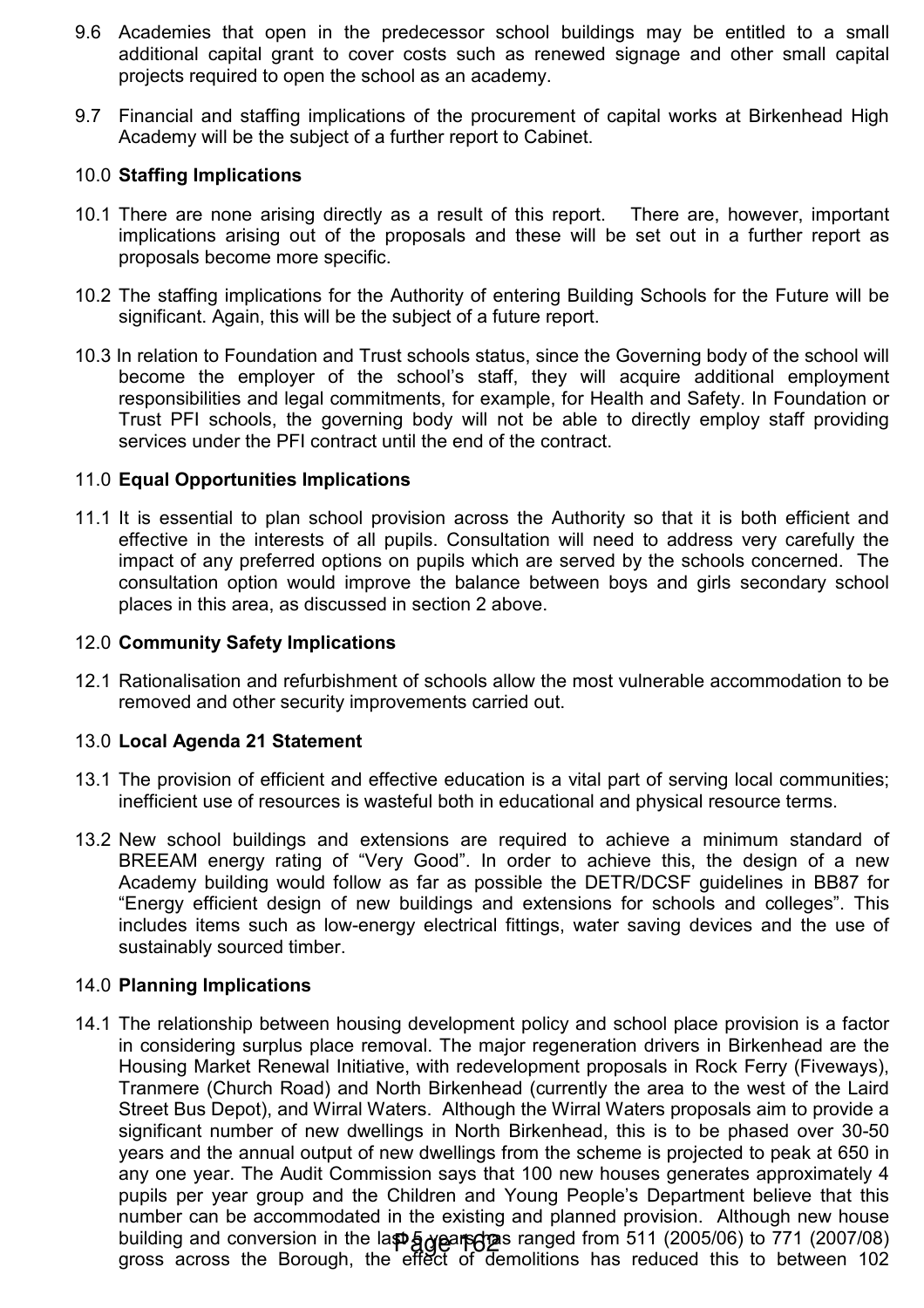9.6 Academies that open in the predecessor school buildings may be entitled to a small additional capital grant to cover costs such as renewed signage and other small capital projects required to open the school as an academy.

9.7 Financial and staffing implications of the procurement of capital works at Birkenhead High Academy will be the subject of a further report to Cabinet.

## 10.0 **Staffing Implications**

10.1 There are none arising directly as a result of this report. There are, however, important implications arising out of the proposals and these will be set out in a further report as proposals become more specific.

10.2 The staffing implications for the Authority of entering Building Schools for the Future will be significant. Again, this will be the subject of a future report.

10.3 In relation to Foundation and Trust schools status, since the Governing body of the school will become the employer of the school's staff, they will acquire additional employment responsibilities and legal commitments, for example, for Health and Safety. In Foundation or Trust PFI schools, the governing body will not be able to directly employ staff providing services under the PFI contract until the end of the contract.

## 11.0 **Equal Opportunities Implications**

11.1 It is essential to plan school provision across the Authority so that it is both efficient and effective in the interests of all pupils. Consultation will need to address very carefully the impact of any preferred options on pupils which are served by the schools concerned. The consultation option would improve the balance between boys and girls secondary school places in this area, as discussed in section 2 above.

## 12.0 **Community Safety Implications**

12.1 Rationalisation and refurbishment of schools allow the most vulnerable accommodation to be removed and other security improvements carried out.

## 13.0 **Local Agenda 21 Statement**

13.1 The provision of efficient and effective education is a vital part of serving local communities; inefficient use of resources is wasteful both in educational and physical resource terms.

13.2 New school buildings and extensions are required to achieve a minimum standard of BREEAM energy rating of "Very Good". In order to achieve this, the design of a new Academy building would follow as far as possible the DETR/DCSF guidelines in BB87 for "Energy efficient design of new buildings and extensions for schools and colleges". This includes items such as low-energy electrical fittings, water saving devices and the use of sustainably sourced timber.

## 14.0 **Planning Implications**

14.1 The relationship between housing development policy and school place provision is a factor in considering surplus place removal. The major regeneration drivers in Birkenhead are the Housing Market Renewal Initiative, with redevelopment proposals in Rock Ferry (Fiveways), Tranmere (Church Road) and North Birkenhead (currently the area to the west of the Laird Street Bus Depot), and Wirral Waters. Although the Wirral Waters proposals aim to provide a significant number of new dwellings in North Birkenhead, this is to be phased over 30-50 years and the annual output of new dwellings from the scheme is projected to peak at 650 in any one year. The Audit Commission says that 100 new houses generates approximately 4 pupils per year group and the Children and Young People's Department believe that this number can be accommodated in the existing and planned provision. Although new house building and conversion in the last 5 years has ranged from 511 (2005/06) to 771 (2007/08) gross across the Borough, the effect of demolitions has reduced this to between 102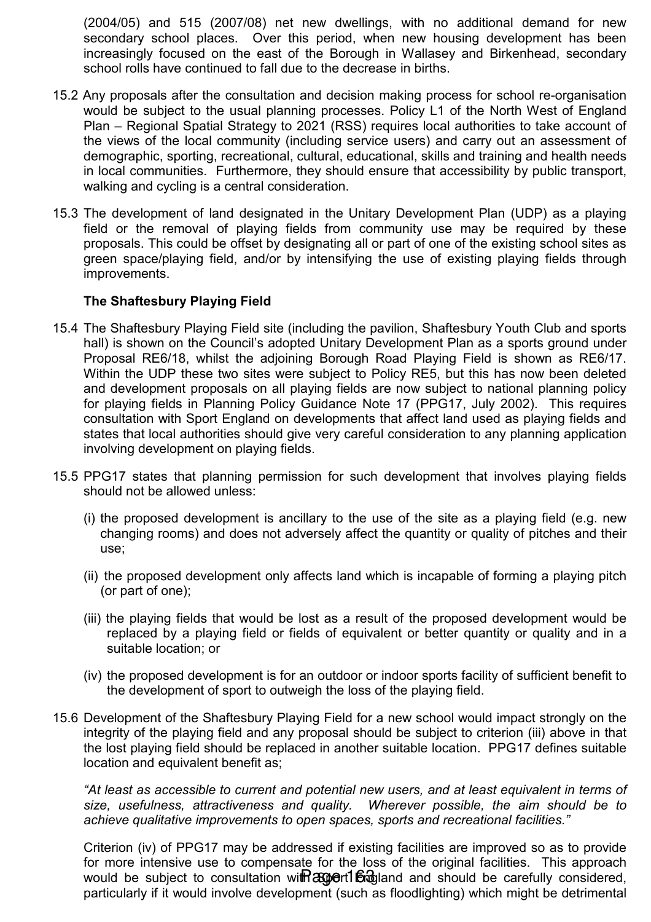(2004/05) and 515 (2007/08) net new dwellings, with no additional demand for new secondary school places. Over this period, when new housing development has been increasingly focused on the east of the Borough in Wallasey and Birkenhead, secondary school rolls have continued to fall due to the decrease in births.

15.2 Any proposals after the consultation and decision making process for school re-organisation would be subject to the usual planning processes. Policy L1 of the North West of England Plan – Regional Spatial Strategy to 2021 (RSS) requires local authorities to take account of the views of the local community (including service users) and carry out an assessment of demographic, sporting, recreational, cultural, educational, skills and training and health needs in local communities. Furthermore, they should ensure that accessibility by public transport, walking and cycling is a central consideration.

15.3 The development of land designated in the Unitary Development Plan (UDP) as a playing field or the removal of playing fields from community use may be required by these proposals. This could be offset by designating all or part of one of the existing school sites as green space/playing field, and/or by intensifying the use of existing playing fields through improvements.

**The Shaftesbury Playing Field**

15.4 The Shaftesbury Playing Field site (including the pavilion, Shaftesbury Youth Club and sports hall) is shown on the Council's adopted Unitary Development Plan as a sports ground under Proposal RE6/18, whilst the adjoining Borough Road Playing Field is shown as RE6/17. Within the UDP these two sites were subject to Policy RE5, but this has now been deleted and development proposals on all playing fields are now subject to national planning policy for playing fields in Planning Policy Guidance Note 17 (PPG17, July 2002). This requires consultation with Sport England on developments that affect land used as playing fields and states that local authorities should give very careful consideration to any planning application involving development on playing fields.

15.5 PPG17 states that planning permission for such development that involves playing fields should not be allowed unless:

(i) the proposed development is ancillary to the use of the site as a playing field (e.g. new changing rooms) and does not adversely affect the quantity or quality of pitches and their use;

(ii) the proposed development only affects land which is incapable of forming a playing pitch (or part of one);

(iii) the playing fields that would be lost as a result of the proposed development would be replaced by a playing field or fields of equivalent or better quantity or quality and in a suitable location; or

(iv) the proposed development is for an outdoor or indoor sports facility of sufficient benefit to the development of sport to outweigh the loss of the playing field.

15.6 Development of the Shaftesbury Playing Field for a new school would impact strongly on the integrity of the playing field and any proposal should be subject to criterion (iii) above in that the lost playing field should be replaced in another suitable location. PPG17 defines suitable location and equivalent benefit as;

*"At least as accessible to current and potential new users, and at least equivalent in terms of size, usefulness, attractiveness and quality. Wherever possible, the aim should be to achieve qualitative improvements to open spaces, sports and recreational facilities."*

Criterion (iv) of PPG17 may be addressed if existing facilities are improved so as to provide for more intensive use to compensate for the loss of the original facilities. This approach would be subject to consultation with Sport England and should be carefully considered, particularly if it would involve development (such as floodlighting) which might be detrimental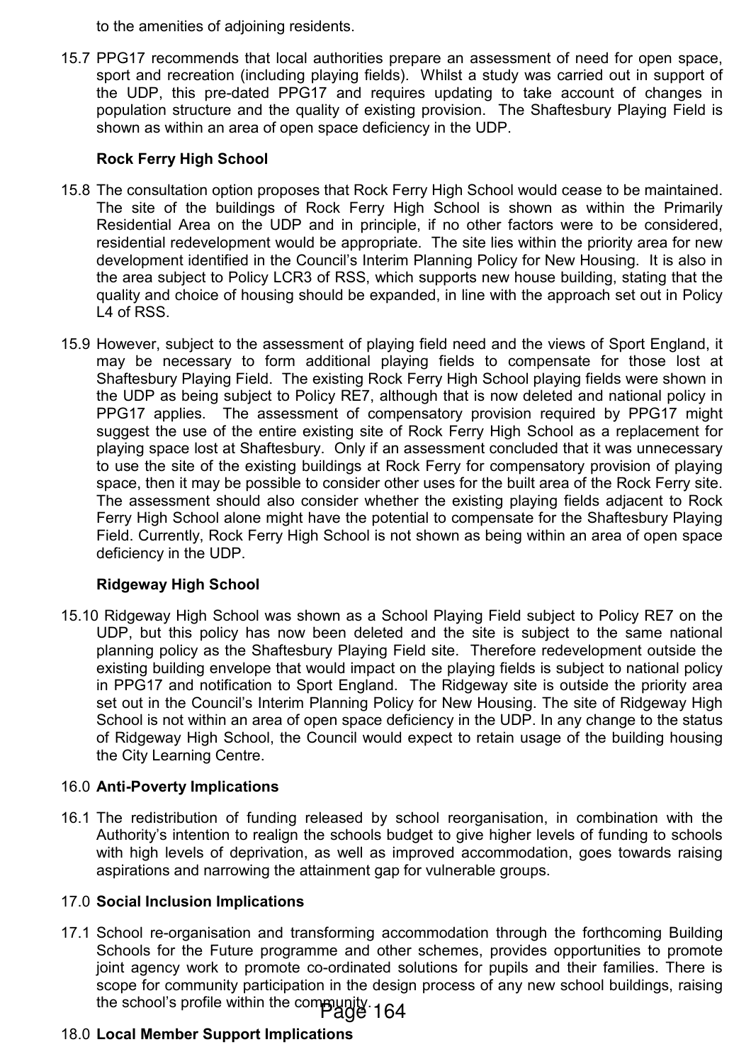to the amenities of adjoining residents.

15.7 PPG17 recommends that local authorities prepare an assessment of need for open space, sport and recreation (including playing fields). Whilst a study was carried out in support of the UDP, this pre-dated PPG17 and requires updating to take account of changes in population structure and the quality of existing provision. The Shaftesbury Playing Field is shown as within an area of open space deficiency in the UDP.

**Rock Ferry High School**

15.8 The consultation option proposes that Rock Ferry High School would cease to be maintained. The site of the buildings of Rock Ferry High School is shown as within the Primarily Residential Area on the UDP and in principle, if no other factors were to be considered, residential redevelopment would be appropriate. The site lies within the priority area for new development identified in the Council's Interim Planning Policy for New Housing. It is also in the area subject to Policy LCR3 of RSS, which supports new house building, stating that the quality and choice of housing should be expanded, in line with the approach set out in Policy L4 of RSS.

15.9 However, subject to the assessment of playing field need and the views of Sport England, it may be necessary to form additional playing fields to compensate for those lost at Shaftesbury Playing Field. The existing Rock Ferry High School playing fields were shown in the UDP as being subject to Policy RE7, although that is now deleted and national policy in PPG17 applies. The assessment of compensatory provision required by PPG17 might suggest the use of the entire existing site of Rock Ferry High School as a replacement for playing space lost at Shaftesbury. Only if an assessment concluded that it was unnecessary to use the site of the existing buildings at Rock Ferry for compensatory provision of playing space, then it may be possible to consider other uses for the built area of the Rock Ferry site. The assessment should also consider whether the existing playing fields adjacent to Rock Ferry High School alone might have the potential to compensate for the Shaftesbury Playing Field. Currently, Rock Ferry High School is not shown as being within an area of open space deficiency in the UDP.

**Ridgeway High School**

15.10 Ridgeway High School was shown as a School Playing Field subject to Policy RE7 on the UDP, but this policy has now been deleted and the site is subject to the same national planning policy as the Shaftesbury Playing Field site. Therefore redevelopment outside the existing building envelope that would impact on the playing fields is subject to national policy in PPG17 and notification to Sport England. The Ridgeway site is outside the priority area set out in the Council's Interim Planning Policy for New Housing. The site of Ridgeway High School is not within an area of open space deficiency in the UDP. In any change to the status of Ridgeway High School, the Council would expect to retain usage of the building housing the City Learning Centre.

## 16.0 Anti-Poverty Implications

16.1 The redistribution of funding released by school reorganisation, in combination with the Authority's intention to realign the schools budget to give higher levels of funding to schools with high levels of deprivation, as well as improved accommodation, goes towards raising aspirations and narrowing the attainment gap for vulnerable groups.

## 17.0 Social Inclusion Implications

17.1 School re-organisation and transforming accommodation through the forthcoming Building Schools for the Future programme and other schemes, provides opportunities to promote joint agency work to promote co-ordinated solutions for pupils and their families. There is scope for community participation in the design process of any new school buildings, raising the school's profile within the community.

## 18.0 Local Member Support Implications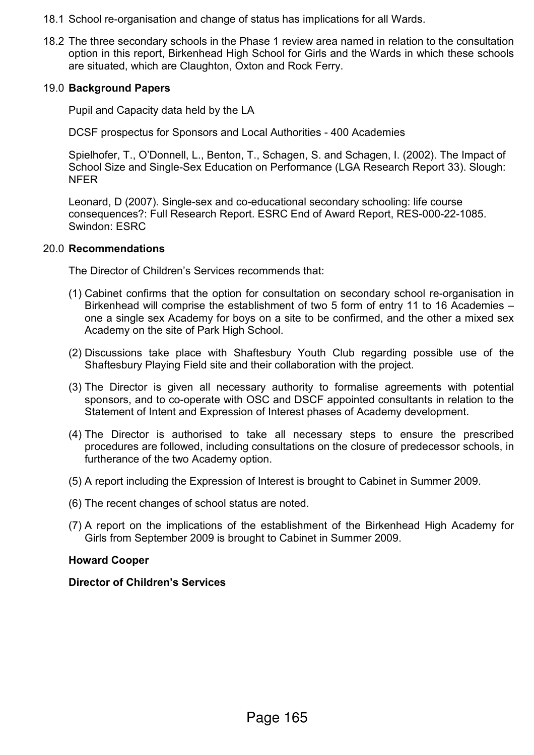18.1 School re-organisation and change of status has implications for all Wards.

18.2 The three secondary schools in the Phase 1 review area named in relation to the consultation option in this report, Birkenhead High School for Girls and the Wards in which these schools are situated, which are Claughton, Oxton and Rock Ferry.

## 19.0 Background Papers

Pupil and Capacity data held by the LA

DCSF prospectus for Sponsors and Local Authorities - 400 Academies

Spielhofer, T., O'Donnell, L., Benton, T., Schagen, S. and Schagen, I. (2002). The Impact of School Size and Single-Sex Education on Performance (LGA Research Report 33). Slough: NFER

Leonard, D (2007). Single-sex and co-educational secondary schooling: life course consequences?: Full Research Report. ESRC End of Award Report, RES-000-22-1085. Swindon: ESRC

## 20.0 Recommendations

The Director of Children's Services recommends that:

(1) Cabinet confirms that the option for consultation on secondary school re-organisation in Birkenhead will comprise the establishment of two 5 form of entry 11 to 16 Academies – one a single sex Academy for boys on a site to be confirmed, and the other a mixed sex Academy on the site of Park High School.

(2) Discussions take place with Shaftesbury Youth Club regarding possible use of the Shaftesbury Playing Field site and their collaboration with the project.

(3) The Director is given all necessary authority to formalise agreements with potential sponsors, and to co-operate with OSC and DSCF appointed consultants in relation to the Statement of Intent and Expression of Interest phases of Academy development.

(4) The Director is authorised to take all necessary steps to ensure the prescribed procedures are followed, including consultations on the closure of predecessor schools, in furtherance of the two Academy option.

(5) A report including the Expression of Interest is brought to Cabinet in Summer 2009.

(6) The recent changes of school status are noted.

(7) A report on the implications of the establishment of the Birkenhead High Academy for Girls from September 2009 is brought to Cabinet in Summer 2009.

**Howard Cooper**

**Director of Children's Services**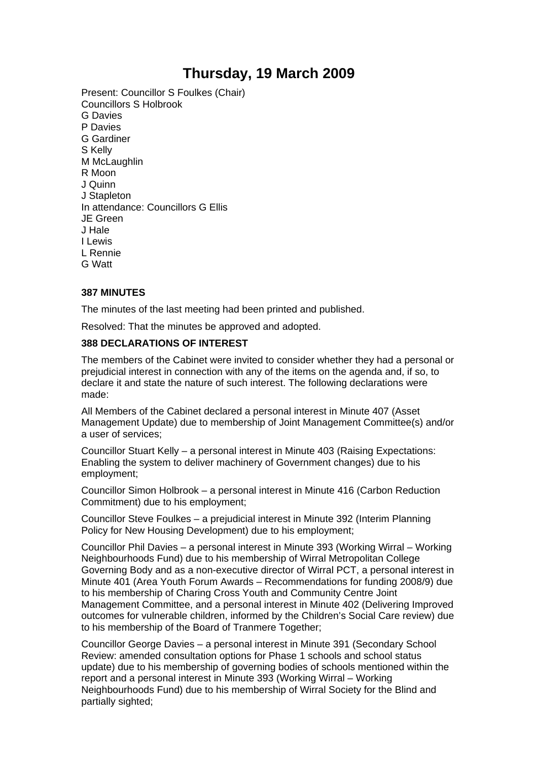# Thursday, 19 March 2009

Present: Councillor S Foulkes (Chair)
Councillors S Holbrook
G Davies
P Davies
G Gardiner
S Kelly
M McLaughlin
R Moon
J Quinn
J Stapleton
In attendance: Councillors G Ellis
JE Green
J Hale
I Lewis
L Rennie
G Watt

**387 MINUTES**

The minutes of the last meeting had been printed and published.

Resolved: That the minutes be approved and adopted.

**388 DECLARATIONS OF INTEREST**

The members of the Cabinet were invited to consider whether they had a personal or prejudicial interest in connection with any of the items on the agenda and, if so, to declare it and state the nature of such interest. The following declarations were made:

All Members of the Cabinet declared a personal interest in Minute 407 (Asset Management Update) due to membership of Joint Management Committee(s) and/or a user of services;

Councillor Stuart Kelly – a personal interest in Minute 403 (Raising Expectations: Enabling the system to deliver machinery of Government changes) due to his employment;

Councillor Simon Holbrook – a personal interest in Minute 416 (Carbon Reduction Commitment) due to his employment;

Councillor Steve Foulkes – a prejudicial interest in Minute 392 (Interim Planning Policy for New Housing Development) due to his employment;

Councillor Phil Davies – a personal interest in Minute 393 (Working Wirral – Working Neighbourhoods Fund) due to his membership of Wirral Metropolitan College Governing Body and as a non-executive director of Wirral PCT, a personal interest in Minute 401 (Area Youth Forum Awards – Recommendations for funding 2008/9) due to his membership of Charing Cross Youth and Community Centre Joint Management Committee, and a personal interest in Minute 402 (Delivering Improved outcomes for vulnerable children, informed by the Children's Social Care review) due to his membership of the Board of Tranmere Together;

Councillor George Davies – a personal interest in Minute 391 (Secondary School Review: amended consultation options for Phase 1 schools and school status update) due to his membership of governing bodies of schools mentioned within the report and a personal interest in Minute 393 (Working Wirral – Working Neighbourhoods Fund) due to his membership of Wirral Society for the Blind and partially sighted;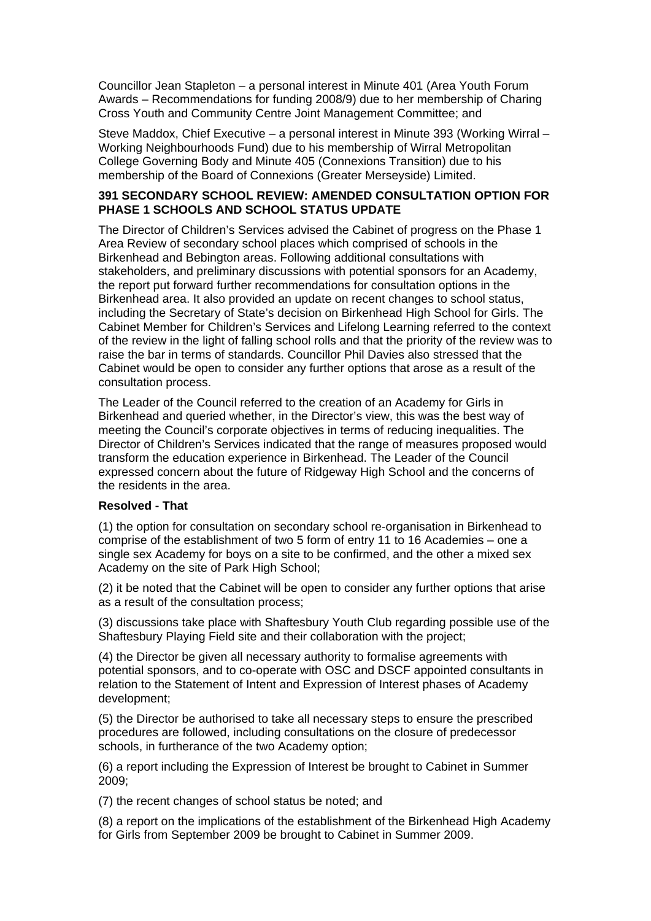Councillor Jean Stapleton – a personal interest in Minute 401 (Area Youth Forum Awards – Recommendations for funding 2008/9) due to her membership of Charing Cross Youth and Community Centre Joint Management Committee; and

Steve Maddox, Chief Executive – a personal interest in Minute 393 (Working Wirral – Working Neighbourhoods Fund) due to his membership of Wirral Metropolitan College Governing Body and Minute 405 (Connexions Transition) due to his membership of the Board of Connexions (Greater Merseyside) Limited.

**391 SECONDARY SCHOOL REVIEW: AMENDED CONSULTATION OPTION FOR PHASE 1 SCHOOLS AND SCHOOL STATUS UPDATE**

The Director of Children's Services advised the Cabinet of progress on the Phase 1 Area Review of secondary school places which comprised of schools in the Birkenhead and Bebington areas. Following additional consultations with stakeholders, and preliminary discussions with potential sponsors for an Academy, the report put forward further recommendations for consultation options in the Birkenhead area. It also provided an update on recent changes to school status, including the Secretary of State's decision on Birkenhead High School for Girls. The Cabinet Member for Children's Services and Lifelong Learning referred to the context of the review in the light of falling school rolls and that the priority of the review was to raise the bar in terms of standards. Councillor Phil Davies also stressed that the Cabinet would be open to consider any further options that arose as a result of the consultation process.

The Leader of the Council referred to the creation of an Academy for Girls in Birkenhead and queried whether, in the Director's view, this was the best way of meeting the Council's corporate objectives in terms of reducing inequalities. The Director of Children's Services indicated that the range of measures proposed would transform the education experience in Birkenhead. The Leader of the Council expressed concern about the future of Ridgeway High School and the concerns of the residents in the area.

**Resolved - That**

(1) the option for consultation on secondary school re-organisation in Birkenhead to comprise of the establishment of two 5 form of entry 11 to 16 Academies – one a single sex Academy for boys on a site to be confirmed, and the other a mixed sex Academy on the site of Park High School;

(2) it be noted that the Cabinet will be open to consider any further options that arise as a result of the consultation process;

(3) discussions take place with Shaftesbury Youth Club regarding possible use of the Shaftesbury Playing Field site and their collaboration with the project;

(4) the Director be given all necessary authority to formalise agreements with potential sponsors, and to co-operate with OSC and DSCF appointed consultants in relation to the Statement of Intent and Expression of Interest phases of Academy development;

(5) the Director be authorised to take all necessary steps to ensure the prescribed procedures are followed, including consultations on the closure of predecessor schools, in furtherance of the two Academy option;

(6) a report including the Expression of Interest be brought to Cabinet in Summer 2009;

(7) the recent changes of school status be noted; and

(8) a report on the implications of the establishment of the Birkenhead High Academy for Girls from September 2009 be brought to Cabinet in Summer 2009.